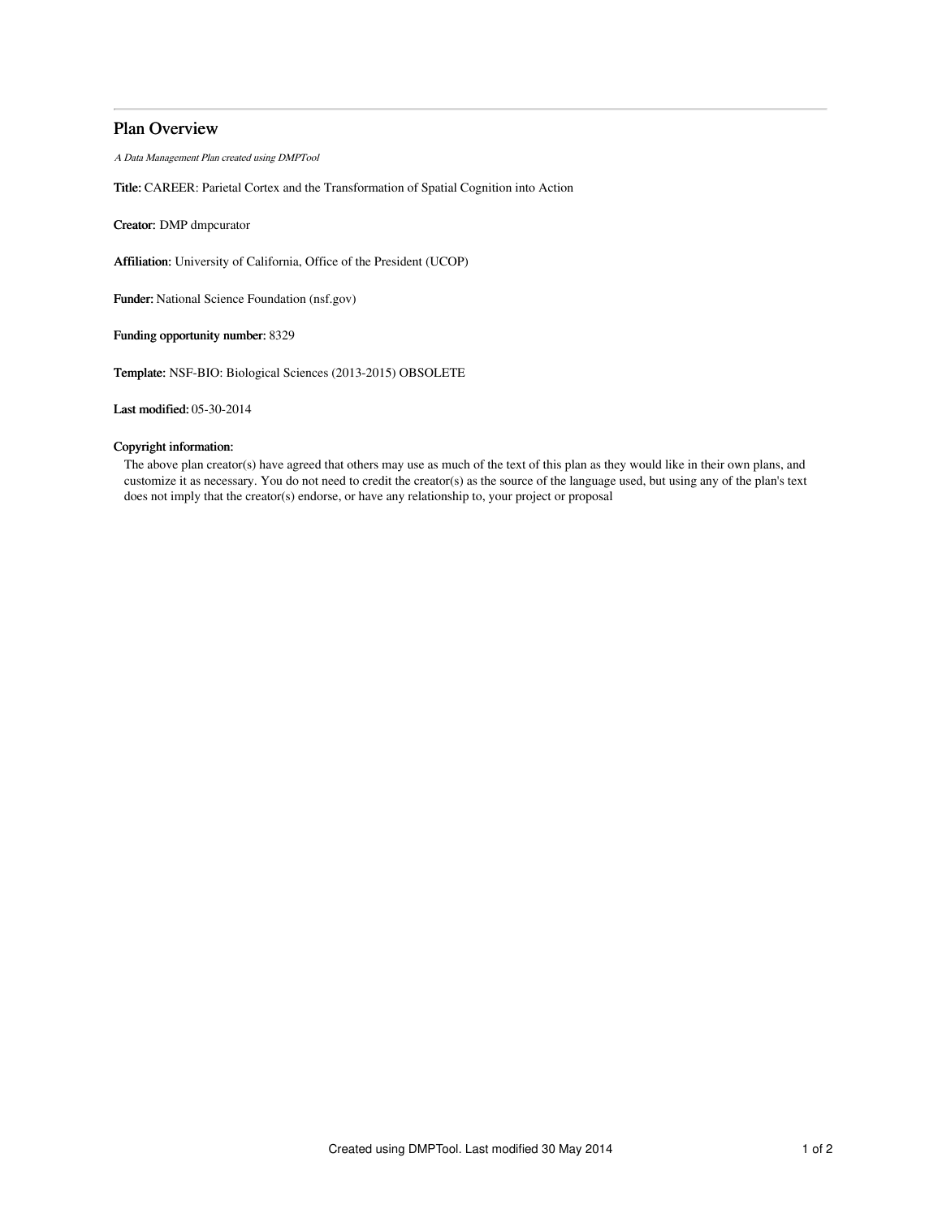# Plan Overview

*A Data Management Plan created using DMPTool*

**Title:** CAREER: Parietal Cortex and the Transformation of Spatial Cognition into Action

**Creator:** DMP dmpcurator

**Affiliation:** University of California, Office of the President (UCOP)

**Funder:** National Science Foundation (nsf.gov)

**Funding opportunity number:** 8329

**Template:** NSF-BIO: Biological Sciences (2013-2015) OBSOLETE

**Last modified:** 05-30-2014

**Copyright information:**

The above plan creator(s) have agreed that others may use as much of the text of this plan as they would like in their own plans, and customize it as necessary. You do not need to credit the creator(s) as the source of the language used, but using any of the plan's text does not imply that the creator(s) endorse, or have any relationship to, your project or proposal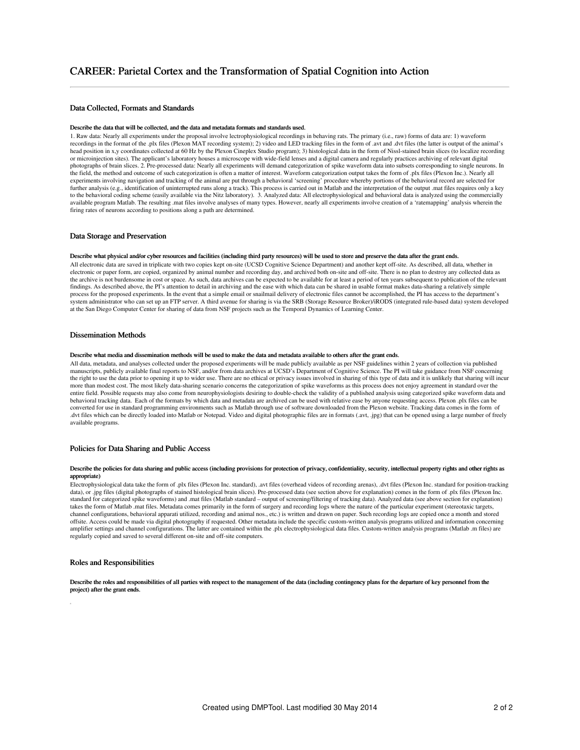# CAREER: Parietal Cortex and the Transformation of Spatial Cognition into Action

## Data Collected, Formats and Standards

**Describe the data that will be collected, and the data and metadata formats and standards used.**

1. Raw data: Nearly all experiments under the proposal involve lectrophysiological recordings in behaving rats. The primary (i.e., raw) forms of data are: 1) waveform recordings in the format of the .plx files (Plexon MAT recording system); 2) video and LED tracking files in the form of .avt and .dvt files (the latter is output of the animal's head position in x,y coordinates collected at 60 Hz by the Plexon Cineplex Studio program); 3) histological data in the form of Nissl-stained brain slices (to localize recording or microinjection sites). The applicant's laboratory houses a microscope with wide-field lenses and a digital camera and regularly practices archiving of relevant digital photographs of brain slices. 2. Pre-processed data: Nearly all experiments will demand categorization of spike waveform data into subsets corresponding to single neurons. In the field, the method and outcome of such categorization is often a matter of interest. Waveform categorization output takes the form of .plx files (Plexon Inc.). Nearly all experiments involving navigation and tracking of the animal are put through a behavioral 'screening' procedure whereby portions of the behavioral record are selected for further analysis (e.g., identification of uninterrupted runs along a track). This process is carried out in Matlab and the interpretation of the output .mat files requires only a key to the behavioral coding scheme (easily available via the Nitz laboratory). 3. Analyzed data: All electrophysiological and behavioral data is analyzed using the commercially available program Matlab. The resulting .mat files involve analyses of many types. However, nearly all experiments involve creation of a 'ratemapping' analysis wherein the firing rates of neurons according to positions along a path are determined.

## Data Storage and Preservation

**Describe what physical and/or cyber resources and facilities (including third party resources) will be used to store and preserve the data after the grant ends.**

All electronic data are saved in triplicate with two copies kept on-site (UCSD Cognitive Science Department) and another kept off-site. As described, all data, whether in electronic or paper form, are copied, organized by animal number and recording day, and archived both on-site and off-site. There is no plan to destroy any collected data as the archive is not burdensome in cost or space. As such, data archives can be expected to be available for at least a period of ten years subsequent to publication of the relevant findings. As described above, the PI's attention to detail in archiving and the ease with which data can be shared in usable format makes data-sharing a relatively simple process for the proposed experiments. In the event that a simple email or snailmail delivery of electronic files cannot be accomplished, the PI has access to the department's system administrator who can set up an FTP server. A third avenue for sharing is via the SRB (Storage Resource Broker)/iRODS (integrated rule-based data) system developed at the San Diego Computer Center for sharing of data from NSF projects such as the Temporal Dynamics of Learning Center.

## Dissemination Methods

**Describe what media and dissemination methods will be used to make the data and metadata available to others after the grant ends.**

All data, metadata, and analyses collected under the proposed experiments will be made publicly available as per NSF guidelines within 2 years of collection via published manuscripts, publicly available final reports to NSF, and/or from data archives at UCSD's Department of Cognitive Science. The PI will take guidance from NSF concerning the right to use the data prior to opening it up to wider use. There are no ethical or privacy issues involved in sharing of this type of data and it is unlikely that sharing will incur more than modest cost. The most likely data-sharing scenario concerns the categorization of spike waveforms as this process does not enjoy agreement in standard over the entire field. Possible requests may also come from neurophysiologists desiring to double-check the validity of a published analysis using categorized spike waveform data and behavioral tracking data. Each of the formats by which data and metadata are archived can be used with relative ease by anyone requesting access. Plexon .plx files can be converted for use in standard programming environments such as Matlab through use of software downloaded from the Plexon website. Tracking data comes in the form of .dvt files which can be directly loaded into Matlab or Notepad. Video and digital photographic files are in formats (.avt, .jpg) that can be opened using a large number of freely available programs.

## Policies for Data Sharing and Public Access

**Describe the policies for data sharing and public access (including provisions for protection of privacy, confidentiality, security, intellectual property rights and other rights as appropriate)**

Electrophysiological data take the form of .plx files (Plexon Inc. standard), .avt files (overhead videos of recording arenas), .dvt files (Plexon Inc. standard for position-tracking data), or .jpg files (digital photographs of stained histological brain slices). Pre-processed data (see section above for explanation) comes in the form of .plx files (Plexon Inc. standard for categorized spike waveforms) and .mat files (Matlab standard – output of screening/filtering of tracking data). Analyzed data (see above section for explanation) takes the form of Matlab .mat files. Metadata comes primarily in the form of surgery and recording logs where the nature of the particular experiment (stereotaxic targets, channel configurations, behavioral apparati utilized, recording and animal nos., etc.) is written and drawn on paper. Such recording logs are copied once a month and stored offsite. Access could be made via digital photography if requested. Other metadata include the specific custom-written analysis programs utilized and information concerning amplifier settings and channel configurations. The latter are contained within the .plx electrophysiological data files. Custom-written analysis programs (Matlab .m files) are regularly copied and saved to several different on-site and off-site computers.

## Roles and Responsibilities

**Describe the roles and responsibilities of all parties with respect to the management of the data (including contingency plans for the departure of key personnel from the project) after the grant ends.**

.